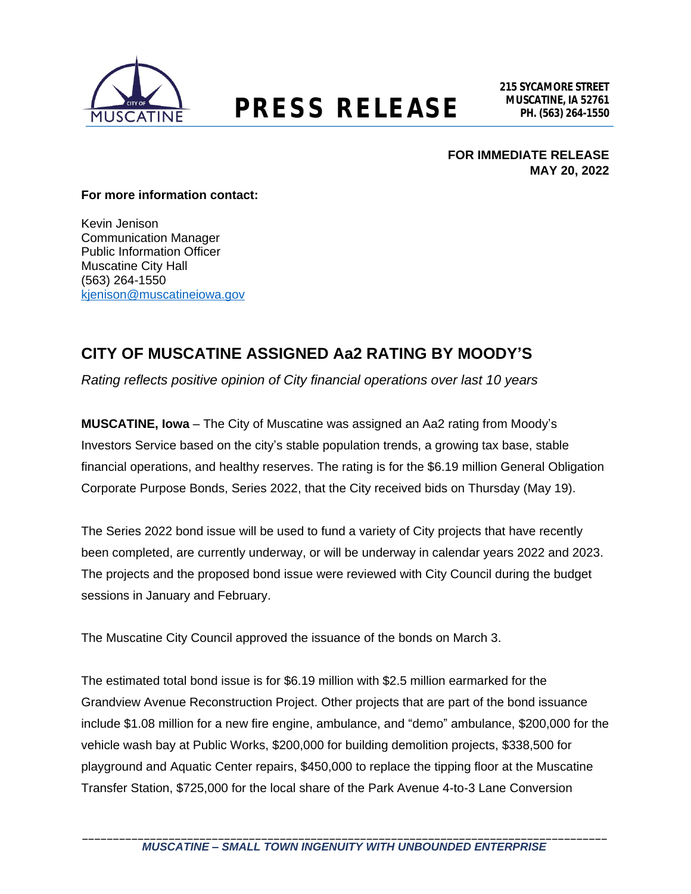# PRESS RELEASE

**215 SYCAMORE STREET**
**MUSCATINE, IA 52761**
**PH. (563) 264-1550**

**FOR IMMEDIATE RELEASE**
**MAY 20, 2022**

**For more information contact:**

Kevin Jenison
Communication Manager
Public Information Officer
Muscatine City Hall
(563) 264-1550
kjenison@muscatineiowa.gov

## CITY OF MUSCATINE ASSIGNED Aa2 RATING BY MOODY'S

*Rating reflects positive opinion of City financial operations over last 10 years*

**MUSCATINE, Iowa** – The City of Muscatine was assigned an Aa2 rating from Moody's Investors Service based on the city's stable population trends, a growing tax base, stable financial operations, and healthy reserves. The rating is for the $6.19 million General Obligation Corporate Purpose Bonds, Series 2022, that the City received bids on Thursday (May 19).

The Series 2022 bond issue will be used to fund a variety of City projects that have recently been completed, are currently underway, or will be underway in calendar years 2022 and 2023. The projects and the proposed bond issue were reviewed with City Council during the budget sessions in January and February.

The Muscatine City Council approved the issuance of the bonds on March 3.

The estimated total bond issue is for $6.19 million with $2.5 million earmarked for the Grandview Avenue Reconstruction Project. Other projects that are part of the bond issuance include $1.08 million for a new fire engine, ambulance, and "demo" ambulance, $200,000 for the vehicle wash bay at Public Works, $200,000 for building demolition projects, $338,500 for playground and Aquatic Center repairs, $450,000 to replace the tipping floor at the Muscatine Transfer Station, $725,000 for the local share of the Park Avenue 4-to-3 Lane Conversion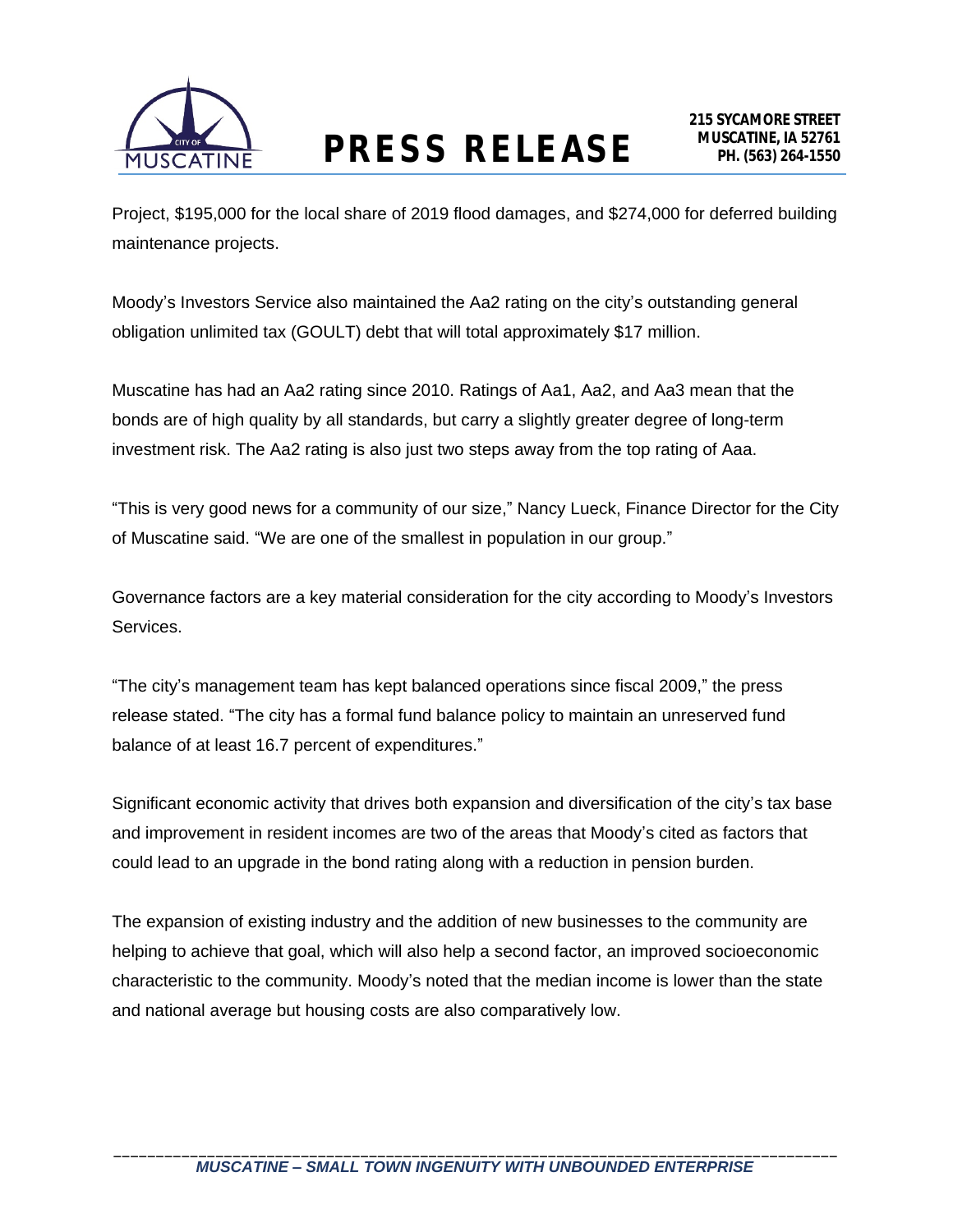Project, $195,000 for the local share of 2019 flood damages, and $274,000 for deferred building maintenance projects.

Moody's Investors Service also maintained the Aa2 rating on the city's outstanding general obligation unlimited tax (GOULT) debt that will total approximately $17 million.

Muscatine has had an Aa2 rating since 2010. Ratings of Aa1, Aa2, and Aa3 mean that the bonds are of high quality by all standards, but carry a slightly greater degree of long-term investment risk. The Aa2 rating is also just two steps away from the top rating of Aaa.

"This is very good news for a community of our size," Nancy Lueck, Finance Director for the City of Muscatine said. "We are one of the smallest in population in our group."

Governance factors are a key material consideration for the city according to Moody's Investors Services.

"The city's management team has kept balanced operations since fiscal 2009," the press release stated. "The city has a formal fund balance policy to maintain an unreserved fund balance of at least 16.7 percent of expenditures."

Significant economic activity that drives both expansion and diversification of the city's tax base and improvement in resident incomes are two of the areas that Moody's cited as factors that could lead to an upgrade in the bond rating along with a reduction in pension burden.

The expansion of existing industry and the addition of new businesses to the community are helping to achieve that goal, which will also help a second factor, an improved socioeconomic characteristic to the community. Moody's noted that the median income is lower than the state and national average but housing costs are also comparatively low.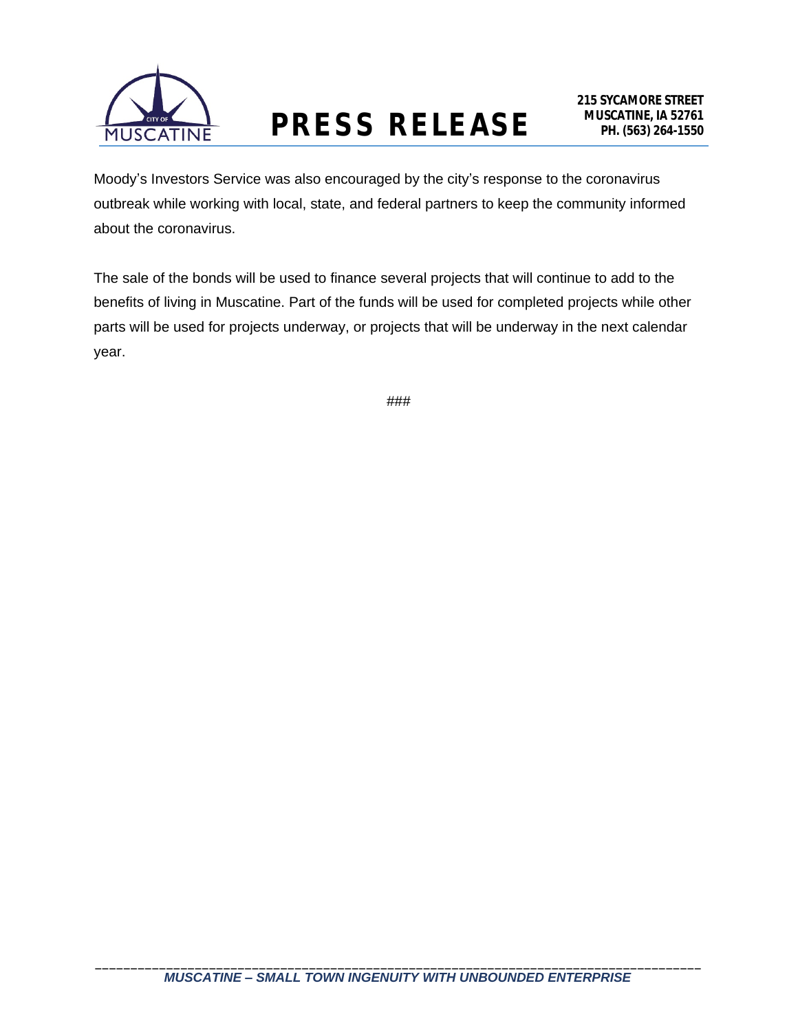Moody's Investors Service was also encouraged by the city's response to the coronavirus outbreak while working with local, state, and federal partners to keep the community informed about the coronavirus.

The sale of the bonds will be used to finance several projects that will continue to add to the benefits of living in Muscatine. Part of the funds will be used for completed projects while other parts will be used for projects underway, or projects that will be underway in the next calendar year.

###